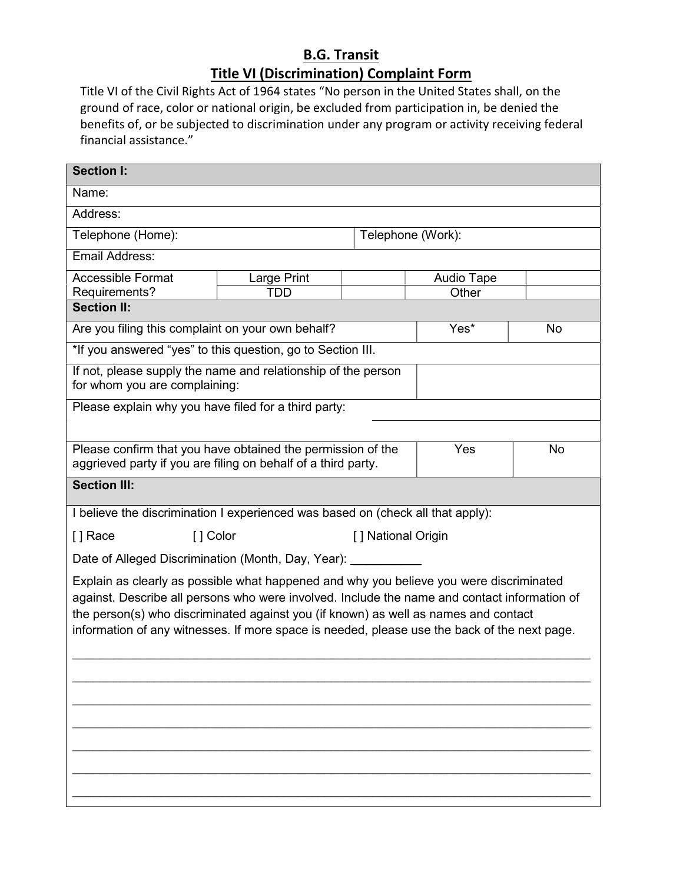# B.G. Transit

## Title VI (Discrimination) Complaint Form

Title VI of the Civil Rights Act of 1964 states "No person in the United States shall, on the ground of race, color or national origin, be excluded from participation in, be denied the benefits of, or be subjected to discrimination under any program or activity receiving federal financial assistance."

| | | | | |
|---|---|---|---|---|
| **Section I:** | | | | |
| Name: | | | | |
| Address: | | | | |
| Telephone (Home): | | | Telephone (Work): | |
| Email Address: | | | | |
| Accessible Format Requirements? | Large Print | | Audio Tape | |
| | TDD | | Other | |

| | | |
|---|---|---|
| **Section II:** | | |
| Are you filing this complaint on your own behalf? | Yes* | No |
| *If you answered "yes" to this question, go to Section III. | | |
| If not, please supply the name and relationship of the person for whom you are complaining: | | |
| Please explain why you have filed for a third party: | | |
| Please confirm that you have obtained the permission of the aggrieved party if you are filing on behalf of a third party. | Yes | No |

**Section III:**

I believe the discrimination I experienced was based on (check all that apply):

[ ] Race [ ] Color [ ] National Origin

Date of Alleged Discrimination (Month, Day, Year): __________

Explain as clearly as possible what happened and why you believe you were discriminated against. Describe all persons who were involved. Include the name and contact information of the person(s) who discriminated against you (if known) as well as names and contact information of any witnesses. If more space is needed, please use the back of the next page.

_______________________________________________________________________________

_______________________________________________________________________________

_______________________________________________________________________________

_______________________________________________________________________________

_______________________________________________________________________________

_______________________________________________________________________________

_______________________________________________________________________________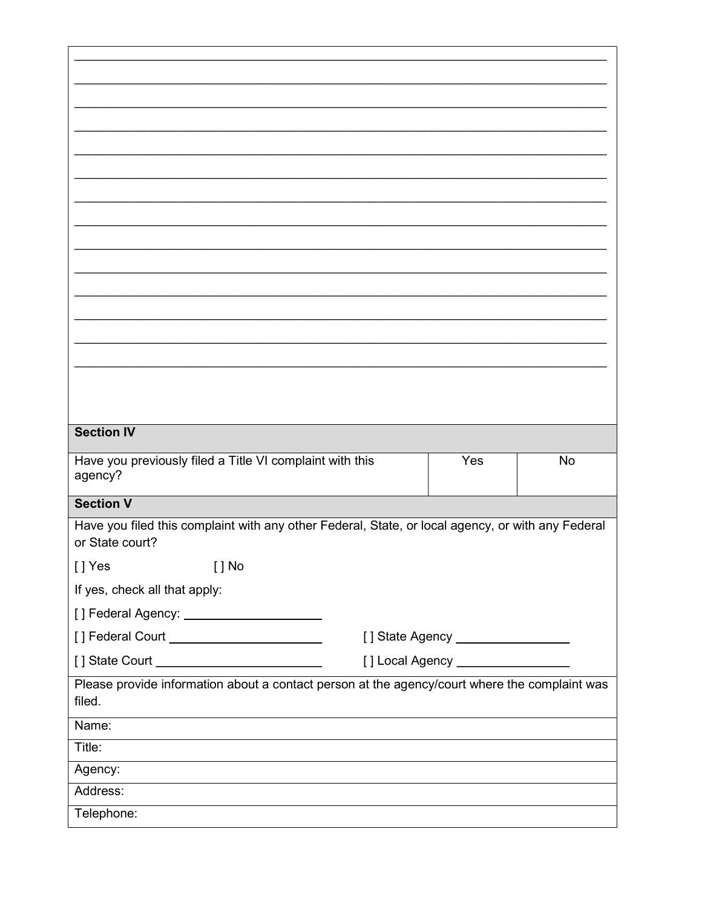\_\_\_\_\_\_\_\_\_\_\_\_\_\_\_\_\_\_\_\_\_\_\_\_\_\_\_\_\_\_\_\_\_\_\_\_\_\_\_\_\_\_\_\_\_\_\_\_\_\_\_\_\_\_\_\_\_\_\_\_\_\_\_\_\_\_\_\_\_\_\_\_\_\_\_\_

\_\_\_\_\_\_\_\_\_\_\_\_\_\_\_\_\_\_\_\_\_\_\_\_\_\_\_\_\_\_\_\_\_\_\_\_\_\_\_\_\_\_\_\_\_\_\_\_\_\_\_\_\_\_\_\_\_\_\_\_\_\_\_\_\_\_\_\_\_\_\_\_\_\_\_\_

\_\_\_\_\_\_\_\_\_\_\_\_\_\_\_\_\_\_\_\_\_\_\_\_\_\_\_\_\_\_\_\_\_\_\_\_\_\_\_\_\_\_\_\_\_\_\_\_\_\_\_\_\_\_\_\_\_\_\_\_\_\_\_\_\_\_\_\_\_\_\_\_\_\_\_\_

\_\_\_\_\_\_\_\_\_\_\_\_\_\_\_\_\_\_\_\_\_\_\_\_\_\_\_\_\_\_\_\_\_\_\_\_\_\_\_\_\_\_\_\_\_\_\_\_\_\_\_\_\_\_\_\_\_\_\_\_\_\_\_\_\_\_\_\_\_\_\_\_\_\_\_\_

\_\_\_\_\_\_\_\_\_\_\_\_\_\_\_\_\_\_\_\_\_\_\_\_\_\_\_\_\_\_\_\_\_\_\_\_\_\_\_\_\_\_\_\_\_\_\_\_\_\_\_\_\_\_\_\_\_\_\_\_\_\_\_\_\_\_\_\_\_\_\_\_\_\_\_\_

\_\_\_\_\_\_\_\_\_\_\_\_\_\_\_\_\_\_\_\_\_\_\_\_\_\_\_\_\_\_\_\_\_\_\_\_\_\_\_\_\_\_\_\_\_\_\_\_\_\_\_\_\_\_\_\_\_\_\_\_\_\_\_\_\_\_\_\_\_\_\_\_\_\_\_\_

\_\_\_\_\_\_\_\_\_\_\_\_\_\_\_\_\_\_\_\_\_\_\_\_\_\_\_\_\_\_\_\_\_\_\_\_\_\_\_\_\_\_\_\_\_\_\_\_\_\_\_\_\_\_\_\_\_\_\_\_\_\_\_\_\_\_\_\_\_\_\_\_\_\_\_\_

\_\_\_\_\_\_\_\_\_\_\_\_\_\_\_\_\_\_\_\_\_\_\_\_\_\_\_\_\_\_\_\_\_\_\_\_\_\_\_\_\_\_\_\_\_\_\_\_\_\_\_\_\_\_\_\_\_\_\_\_\_\_\_\_\_\_\_\_\_\_\_\_\_\_\_\_

\_\_\_\_\_\_\_\_\_\_\_\_\_\_\_\_\_\_\_\_\_\_\_\_\_\_\_\_\_\_\_\_\_\_\_\_\_\_\_\_\_\_\_\_\_\_\_\_\_\_\_\_\_\_\_\_\_\_\_\_\_\_\_\_\_\_\_\_\_\_\_\_\_\_\_\_

\_\_\_\_\_\_\_\_\_\_\_\_\_\_\_\_\_\_\_\_\_\_\_\_\_\_\_\_\_\_\_\_\_\_\_\_\_\_\_\_\_\_\_\_\_\_\_\_\_\_\_\_\_\_\_\_\_\_\_\_\_\_\_\_\_\_\_\_\_\_\_\_\_\_\_\_

\_\_\_\_\_\_\_\_\_\_\_\_\_\_\_\_\_\_\_\_\_\_\_\_\_\_\_\_\_\_\_\_\_\_\_\_\_\_\_\_\_\_\_\_\_\_\_\_\_\_\_\_\_\_\_\_\_\_\_\_\_\_\_\_\_\_\_\_\_\_\_\_\_\_\_\_

\_\_\_\_\_\_\_\_\_\_\_\_\_\_\_\_\_\_\_\_\_\_\_\_\_\_\_\_\_\_\_\_\_\_\_\_\_\_\_\_\_\_\_\_\_\_\_\_\_\_\_\_\_\_\_\_\_\_\_\_\_\_\_\_\_\_\_\_\_\_\_\_\_\_\_\_

\_\_\_\_\_\_\_\_\_\_\_\_\_\_\_\_\_\_\_\_\_\_\_\_\_\_\_\_\_\_\_\_\_\_\_\_\_\_\_\_\_\_\_\_\_\_\_\_\_\_\_\_\_\_\_\_\_\_\_\_\_\_\_\_\_\_\_\_\_\_\_\_\_\_\_\_

\_\_\_\_\_\_\_\_\_\_\_\_\_\_\_\_\_\_\_\_\_\_\_\_\_\_\_\_\_\_\_\_\_\_\_\_\_\_\_\_\_\_\_\_\_\_\_\_\_\_\_\_\_\_\_\_\_\_\_\_\_\_\_\_\_\_\_\_\_\_\_\_\_\_\_\_

| **Section IV** | | |
|---|---|---|
| Have you previously filed a Title VI complaint with this agency? | Yes | No |

**Section V**

Have you filed this complaint with any other Federal, State, or local agency, or with any Federal or State court?

[ ] Yes [ ] No

If yes, check all that apply:

[ ] Federal Agency: \_\_\_\_\_\_\_\_\_\_\_\_\_\_\_\_\_\_\_\_

[ ] Federal Court \_\_\_\_\_\_\_\_\_\_\_\_\_\_\_\_\_\_\_\_\_\_ [ ] State Agency \_\_\_\_\_\_\_\_\_\_\_\_\_\_\_\_

[ ] State Court \_\_\_\_\_\_\_\_\_\_\_\_\_\_\_\_\_\_\_\_\_\_\_\_ [ ] Local Agency \_\_\_\_\_\_\_\_\_\_\_\_\_\_\_\_

Please provide information about a contact person at the agency/court where the complaint was filed.

| | |
|---|---|
| Name: | |
| Title: | |
| Agency: | |
| Address: | |
| Telephone: | |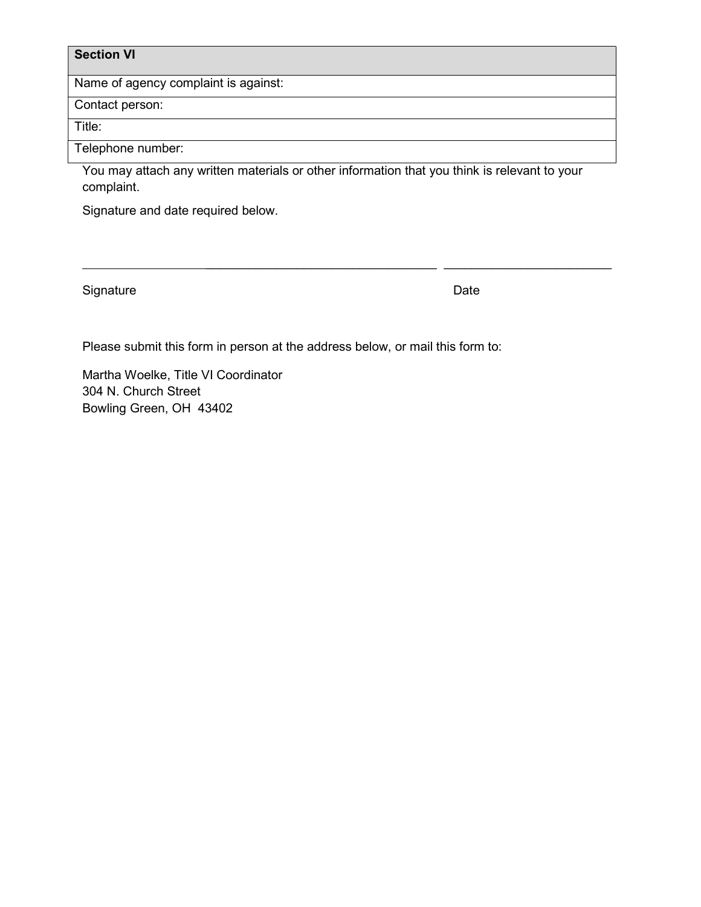| Section VI |
| --- |
| Name of agency complaint is against: |
| Contact person: |
| Title: |
| Telephone number: |

You may attach any written materials or other information that you think is relevant to your complaint.

Signature and date required below.

_______________________________________________________  ________________________

Signature                                                                                                    Date

Please submit this form in person at the address below, or mail this form to:

Martha Woelke, Title VI Coordinator
304 N. Church Street
Bowling Green, OH  43402